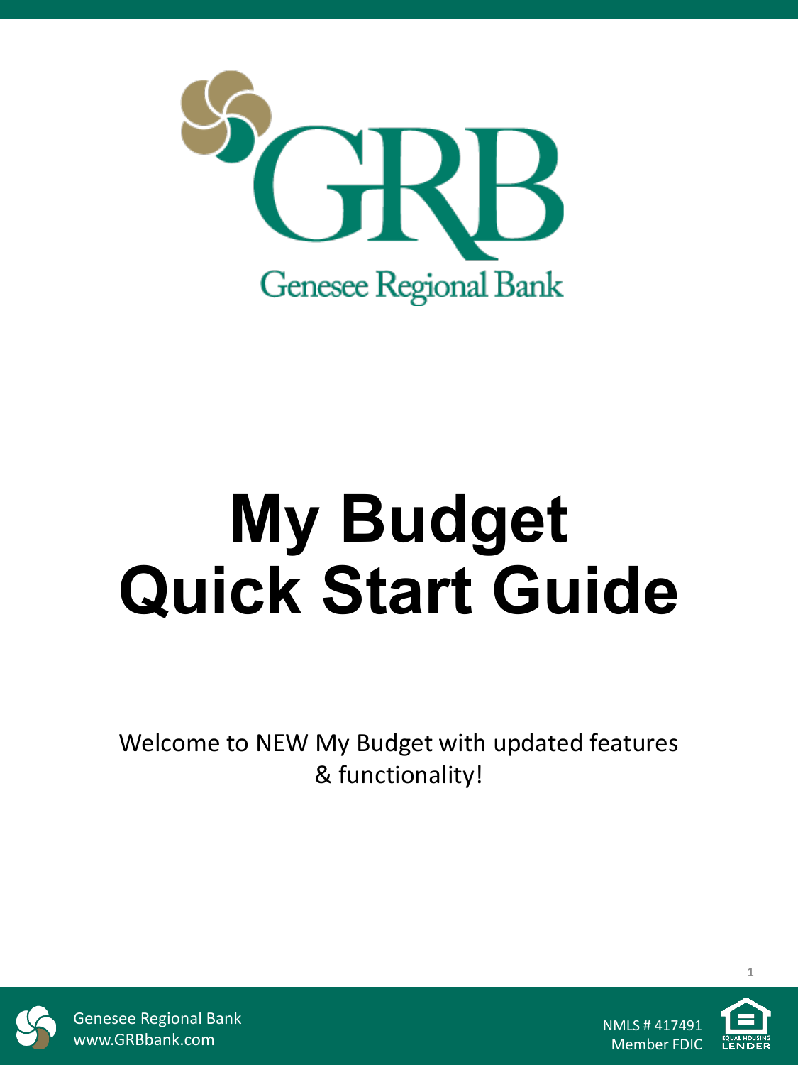GRB

Genesee Regional Bank

# My Budget Quick Start Guide

Welcome to NEW My Budget with updated features & functionality!

Genesee Regional Bank
www.GRBbank.com

NMLS # 417491
Member FDIC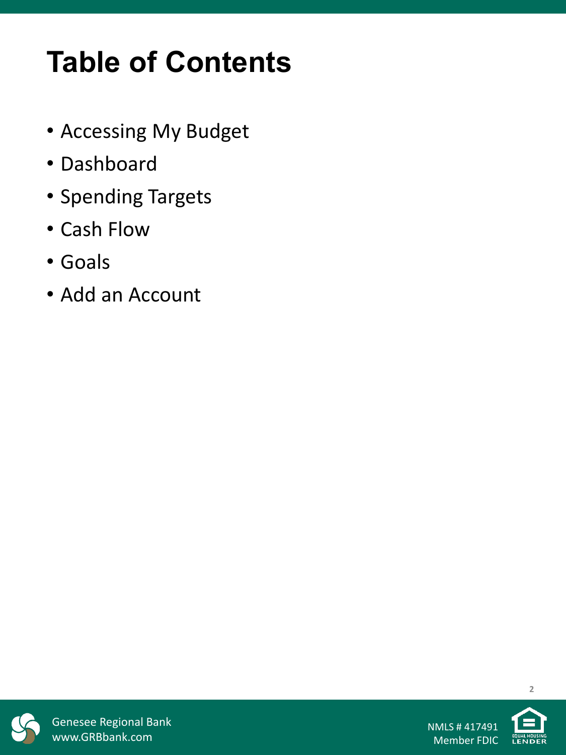# Table of Contents

- Accessing My Budget
- Dashboard
- Spending Targets
- Cash Flow
- Goals
- Add an Account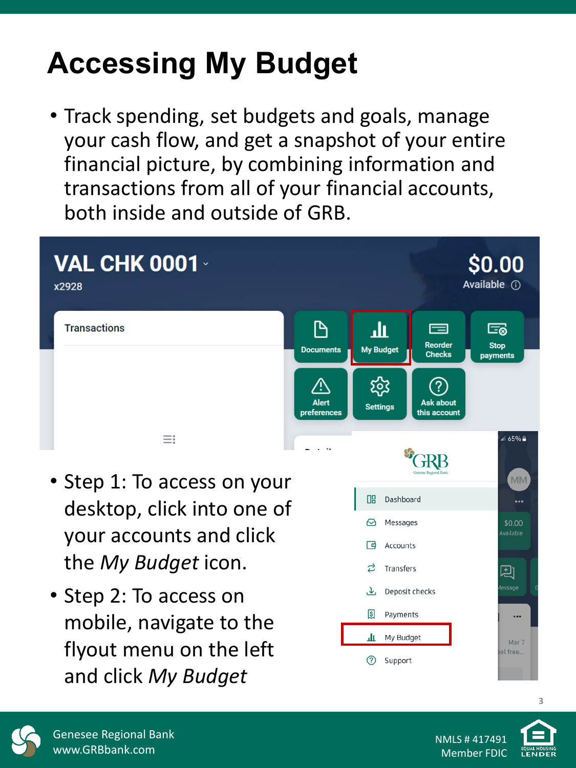# Accessing My Budget

- Track spending, set budgets and goals, manage your cash flow, and get a snapshot of your entire financial picture, by combining information and transactions from all of your financial accounts, both inside and outside of GRB.

- Step 1: To access on your desktop, click into one of your accounts and click the *My Budget* icon.
- Step 2: To access on mobile, navigate to the flyout menu on the left and click *My Budget*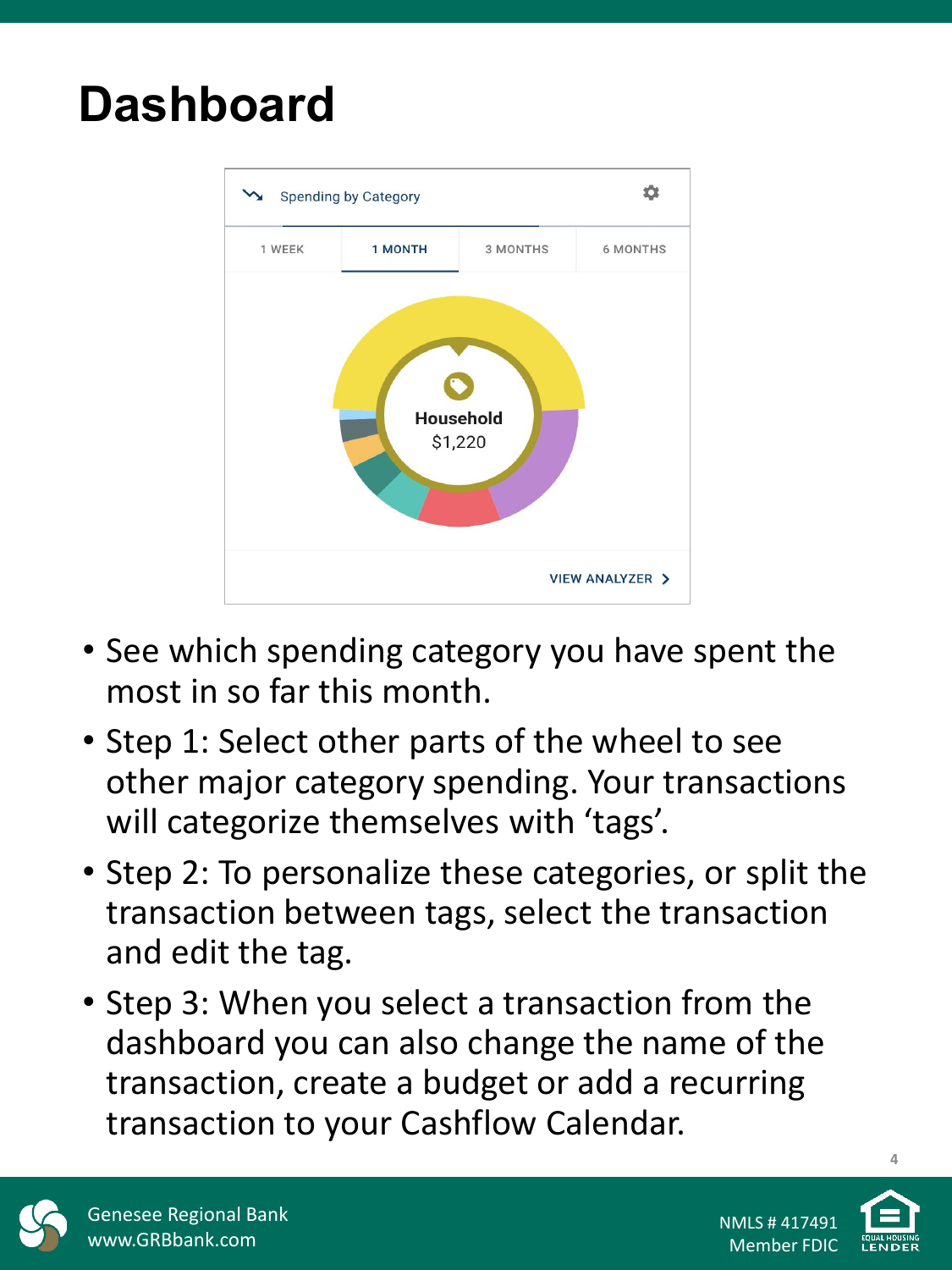# Dashboard

- See which spending category you have spent the most in so far this month.
- Step 1: Select other parts of the wheel to see other major category spending. Your transactions will categorize themselves with 'tags'.
- Step 2: To personalize these categories, or split the transaction between tags, select the transaction and edit the tag.
- Step 3: When you select a transaction from the dashboard you can also change the name of the transaction, create a budget or add a recurring transaction to your Cashflow Calendar.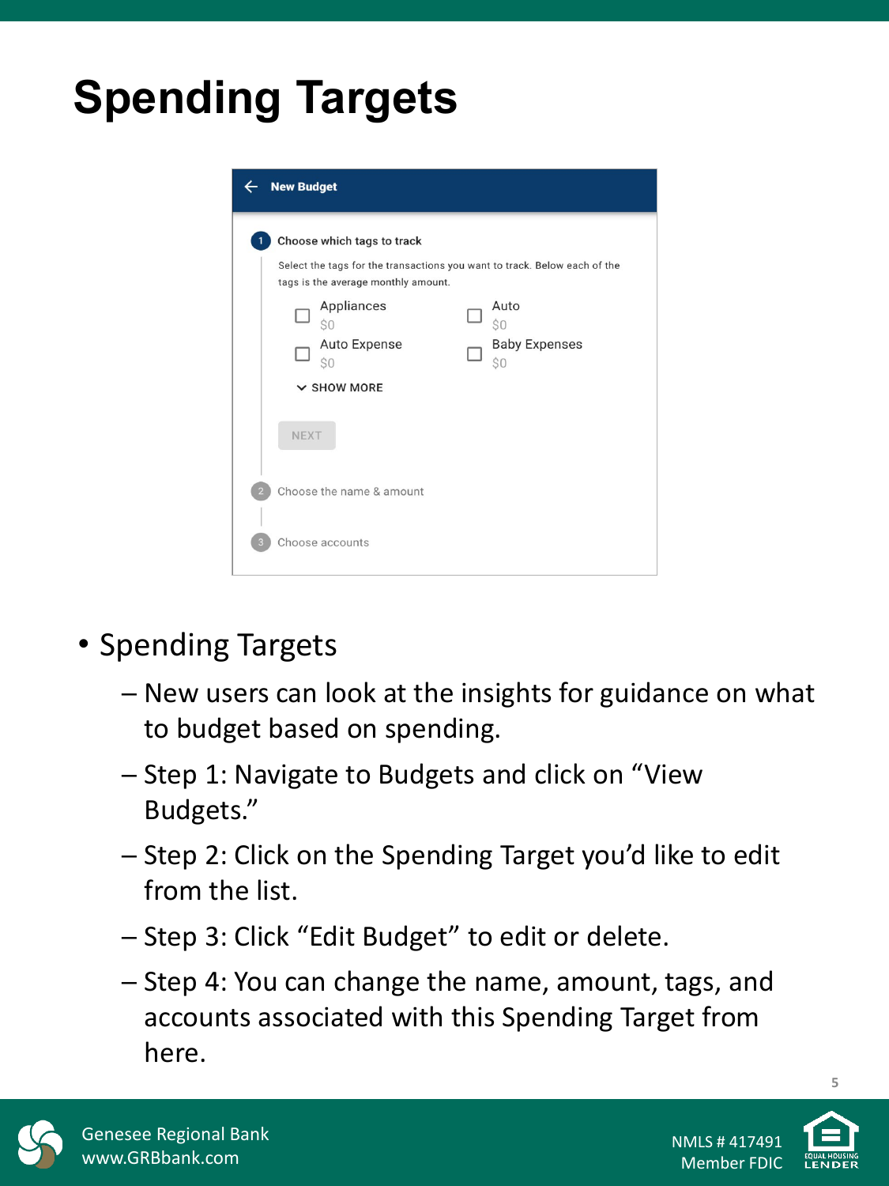# Spending Targets

New Budget

1. Choose which tags to track

   Select the tags for the transactions you want to track. Below each of the tags is the average monthly amount.

   - Appliances $0
   - Auto $0
   - Auto Expense $0
   - Baby Expenses $0

   SHOW MORE

   NEXT

2. Choose the name & amount
3. Choose accounts

- Spending Targets
  - New users can look at the insights for guidance on what to budget based on spending.
  - Step 1: Navigate to Budgets and click on "View Budgets."
  - Step 2: Click on the Spending Target you'd like to edit from the list.
  - Step 3: Click "Edit Budget" to edit or delete.
  - Step 4: You can change the name, amount, tags, and accounts associated with this Spending Target from here.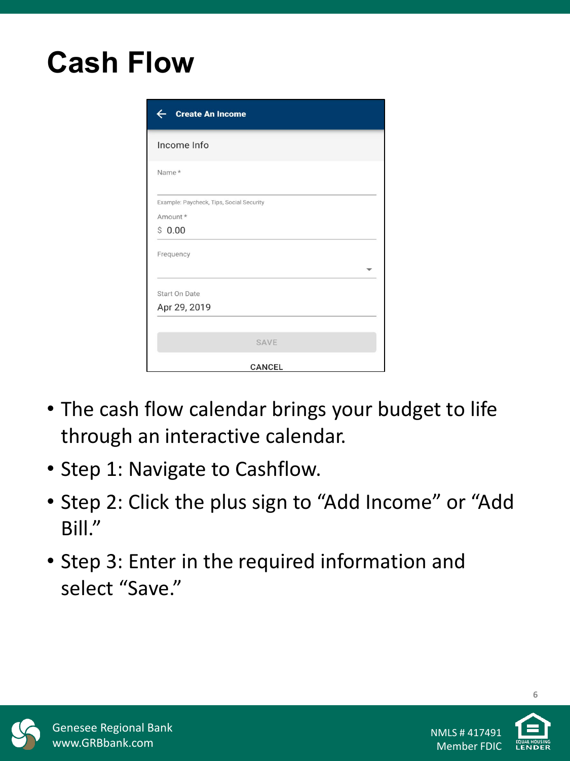# Cash Flow

- The cash flow calendar brings your budget to life through an interactive calendar.
- Step 1: Navigate to Cashflow.
- Step 2: Click the plus sign to “Add Income” or “Add Bill.”
- Step 3: Enter in the required information and select “Save.”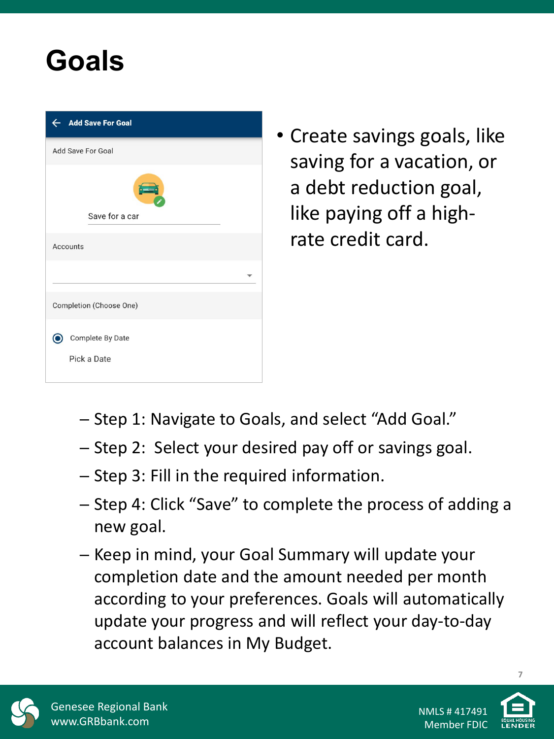# Goals

- Create savings goals, like saving for a vacation, or a debt reduction goal, like paying off a high-rate credit card.
  - Step 1: Navigate to Goals, and select "Add Goal."
  - Step 2: Select your desired pay off or savings goal.
  - Step 3: Fill in the required information.
  - Step 4: Click "Save" to complete the process of adding a new goal.
  - Keep in mind, your Goal Summary will update your completion date and the amount needed per month according to your preferences. Goals will automatically update your progress and will reflect your day-to-day account balances in My Budget.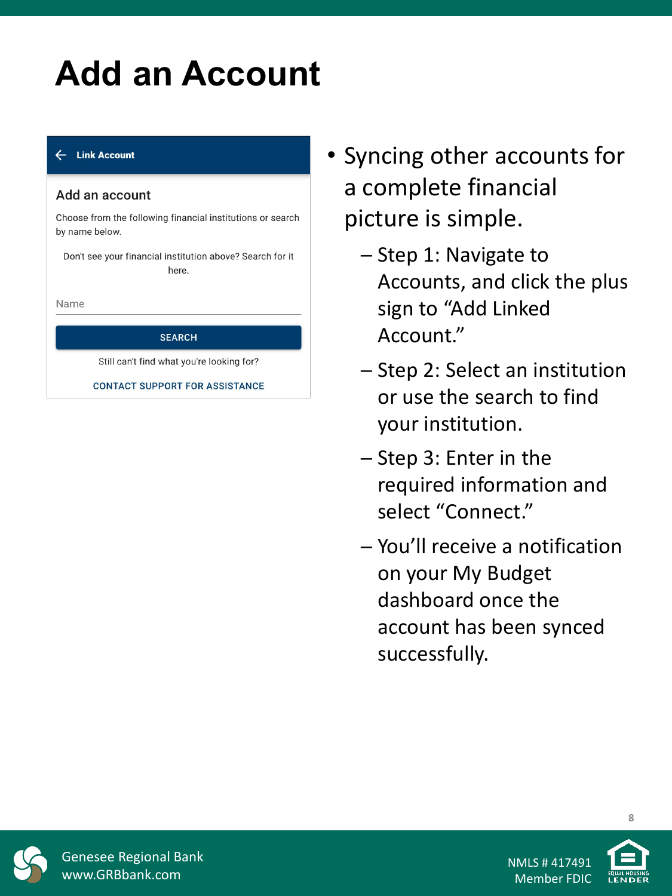# Add an Account

Link Account

Add an account

Choose from the following financial institutions or search by name below.

Don't see your financial institution above? Search for it here.

Name

SEARCH

Still can't find what you're looking for?

CONTACT SUPPORT FOR ASSISTANCE

- Syncing other accounts for a complete financial picture is simple.
  - Step 1: Navigate to Accounts, and click the plus sign to "Add Linked Account."
  - Step 2: Select an institution or use the search to find your institution.
  - Step 3: Enter in the required information and select "Connect."
  - You'll receive a notification on your My Budget dashboard once the account has been synced successfully.

Genesee Regional Bank
www.GRBbank.com

NMLS # 417491
Member FDIC